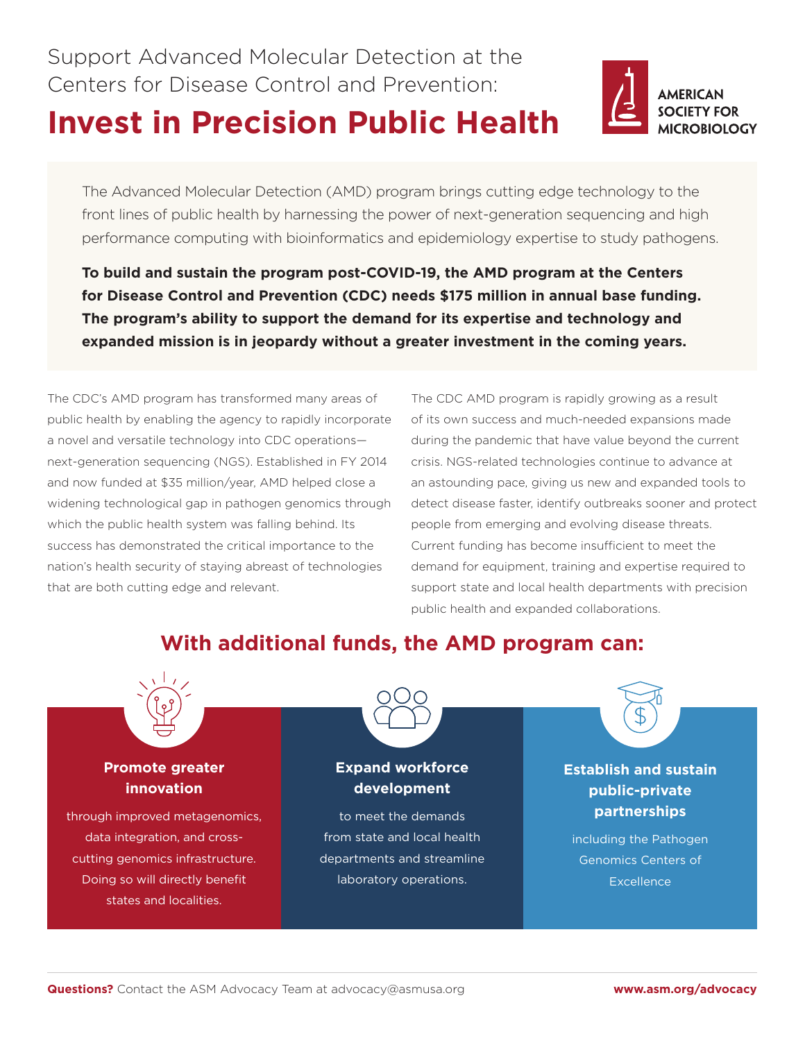Support Advanced Molecular Detection at the Centers for Disease Control and Prevention:

# Invest in Precision Public Health

AMERICAN SOCIETY FOR MICROBIOLOGY

The Advanced Molecular Detection (AMD) program brings cutting edge technology to the front lines of public health by harnessing the power of next-generation sequencing and high performance computing with bioinformatics and epidemiology expertise to study pathogens.

**To build and sustain the program post-COVID-19, the AMD program at the Centers for Disease Control and Prevention (CDC) needs $175 million in annual base funding. The program's ability to support the demand for its expertise and technology and expanded mission is in jeopardy without a greater investment in the coming years.**

The CDC's AMD program has transformed many areas of public health by enabling the agency to rapidly incorporate a novel and versatile technology into CDC operations—next-generation sequencing (NGS). Established in FY 2014 and now funded at $35 million/year, AMD helped close a widening technological gap in pathogen genomics through which the public health system was falling behind. Its success has demonstrated the critical importance to the nation's health security of staying abreast of technologies that are both cutting edge and relevant.

The CDC AMD program is rapidly growing as a result of its own success and much-needed expansions made during the pandemic that have value beyond the current crisis. NGS-related technologies continue to advance at an astounding pace, giving us new and expanded tools to detect disease faster, identify outbreaks sooner and protect people from emerging and evolving disease threats. Current funding has become insufficient to meet the demand for equipment, training and expertise required to support state and local health departments with precision public health and expanded collaborations.

## With additional funds, the AMD program can:

**Promote greater innovation**

through improved metagenomics, data integration, and cross-cutting genomics infrastructure. Doing so will directly benefit states and localities.

**Expand workforce development**

to meet the demands from state and local health departments and streamline laboratory operations.

**Establish and sustain public-private partnerships**

including the Pathogen Genomics Centers of Excellence

**Questions?** Contact the ASM Advocacy Team at advocacy@asmusa.org

**www.asm.org/advocacy**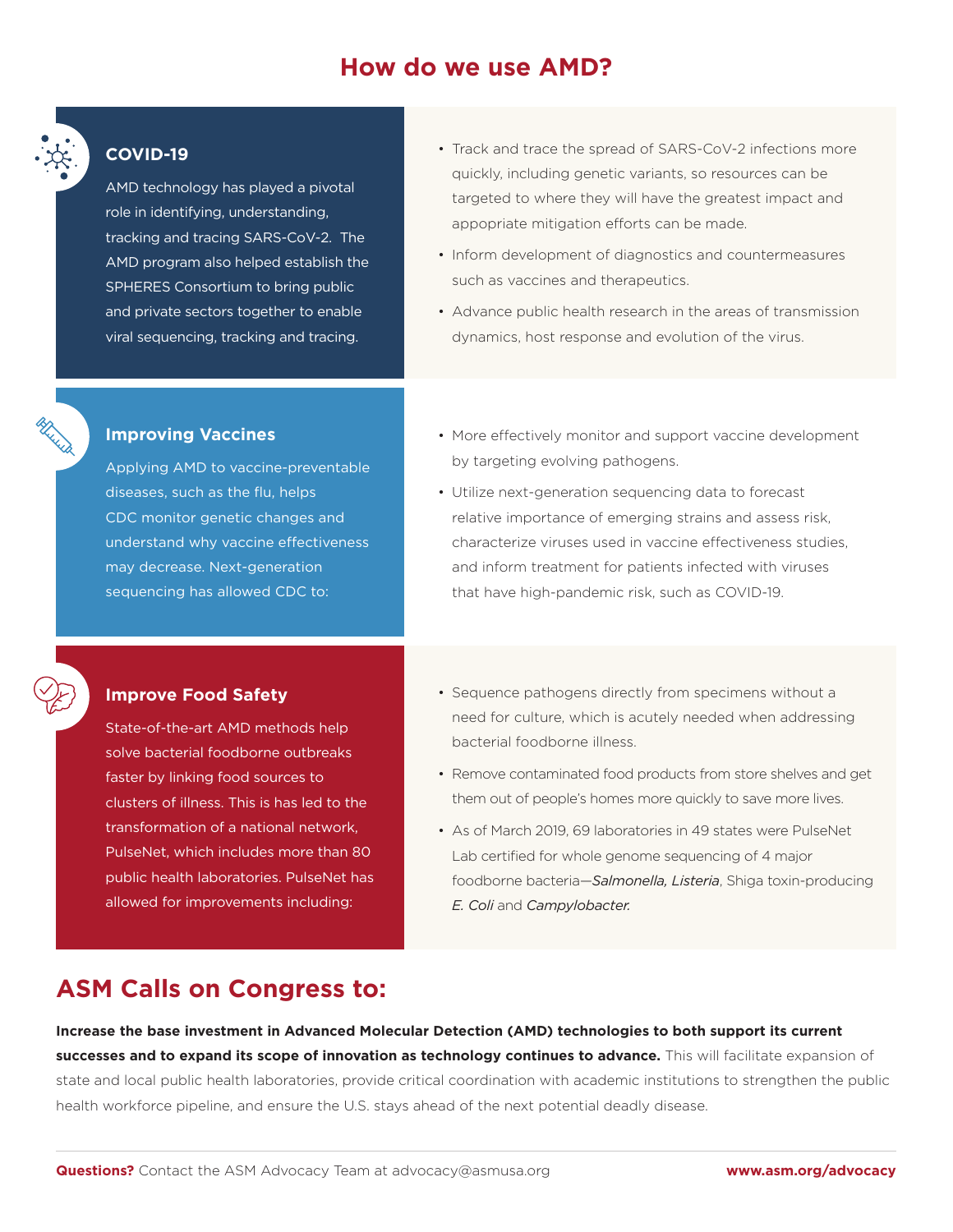## How do we use AMD?

### COVID-19

AMD technology has played a pivotal role in identifying, understanding, tracking and tracing SARS-CoV-2. The AMD program also helped establish the SPHERES Consortium to bring public and private sectors together to enable viral sequencing, tracking and tracing.

- Track and trace the spread of SARS-CoV-2 infections more quickly, including genetic variants, so resources can be targeted to where they will have the greatest impact and appopriate mitigation efforts can be made.
- Inform development of diagnostics and countermeasures such as vaccines and therapeutics.
- Advance public health research in the areas of transmission dynamics, host response and evolution of the virus.

### Improving Vaccines

Applying AMD to vaccine-preventable diseases, such as the flu, helps CDC monitor genetic changes and understand why vaccine effectiveness may decrease. Next-generation sequencing has allowed CDC to:

- More effectively monitor and support vaccine development by targeting evolving pathogens.
- Utilize next-generation sequencing data to forecast relative importance of emerging strains and assess risk, characterize viruses used in vaccine effectiveness studies, and inform treatment for patients infected with viruses that have high-pandemic risk, such as COVID-19.

### Improve Food Safety

State-of-the-art AMD methods help solve bacterial foodborne outbreaks faster by linking food sources to clusters of illness. This is has led to the transformation of a national network, PulseNet, which includes more than 80 public health laboratories. PulseNet has allowed for improvements including:

- Sequence pathogens directly from specimens without a need for culture, which is acutely needed when addressing bacterial foodborne illness.
- Remove contaminated food products from store shelves and get them out of people's homes more quickly to save more lives.
- As of March 2019, 69 laboratories in 49 states were PulseNet Lab certified for whole genome sequencing of 4 major foodborne bacteria—*Salmonella, Listeria*, Shiga toxin-producing *E. Coli* and *Campylobacter.*

## ASM Calls on Congress to:

**Increase the base investment in Advanced Molecular Detection (AMD) technologies to both support its current successes and to expand its scope of innovation as technology continues to advance.** This will facilitate expansion of state and local public health laboratories, provide critical coordination with academic institutions to strengthen the public health workforce pipeline, and ensure the U.S. stays ahead of the next potential deadly disease.

**Questions?** Contact the ASM Advocacy Team at advocacy@asmusa.org

**www.asm.org/advocacy**